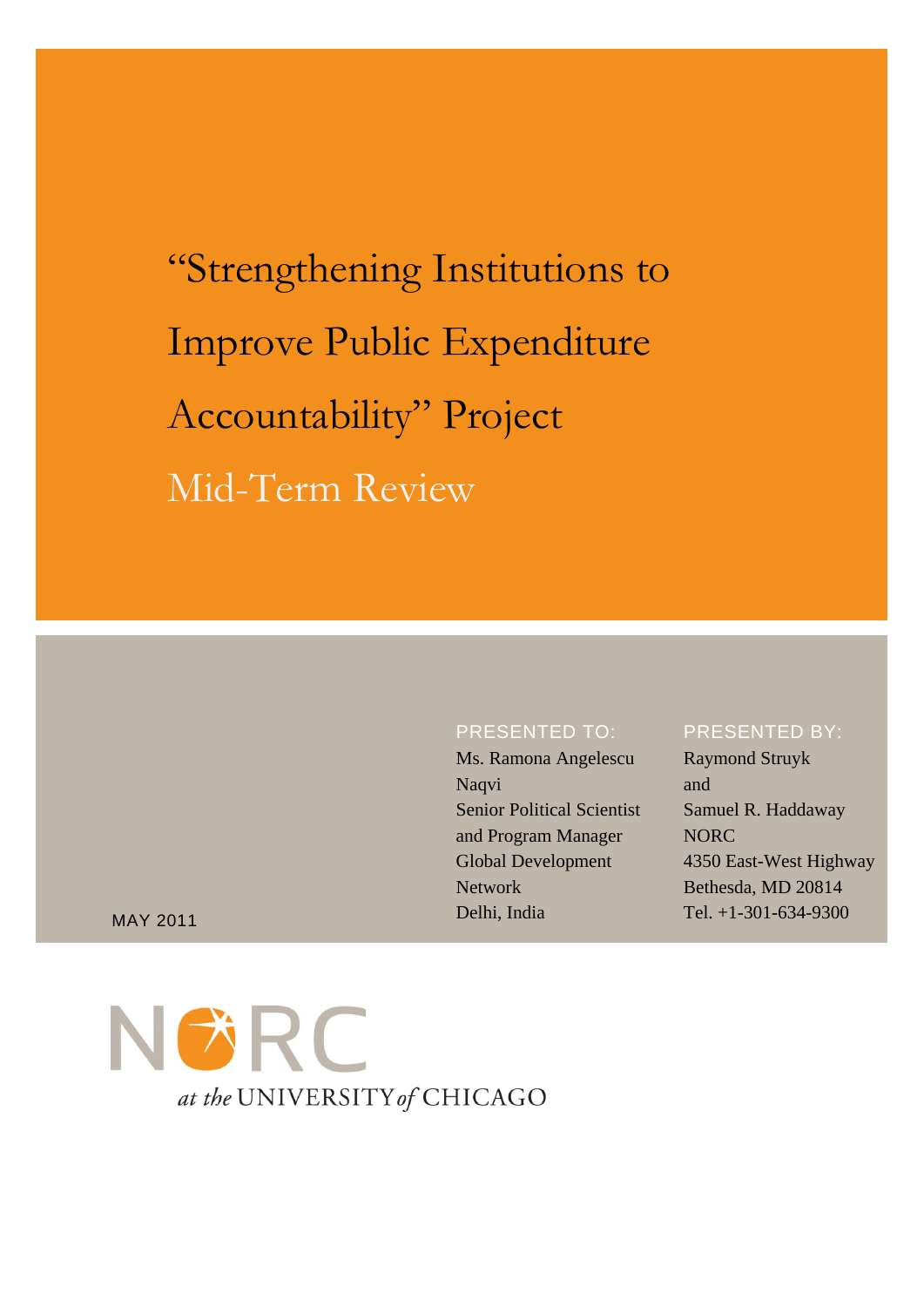# "Strengthening Institutions to Improve Public Expenditure Accountability" Project

## Mid-Term Review

MAY 2011

PRESENTED TO:
Ms. Ramona Angelescu Naqvi
Senior Political Scientist and Program Manager
Global Development Network
Delhi, India

PRESENTED BY:
Raymond Struyk
and
Samuel R. Haddaway
NORC
4350 East-West Highway
Bethesda, MD 20814
Tel. +1-301-634-9300

NORC at the UNIVERSITY of CHICAGO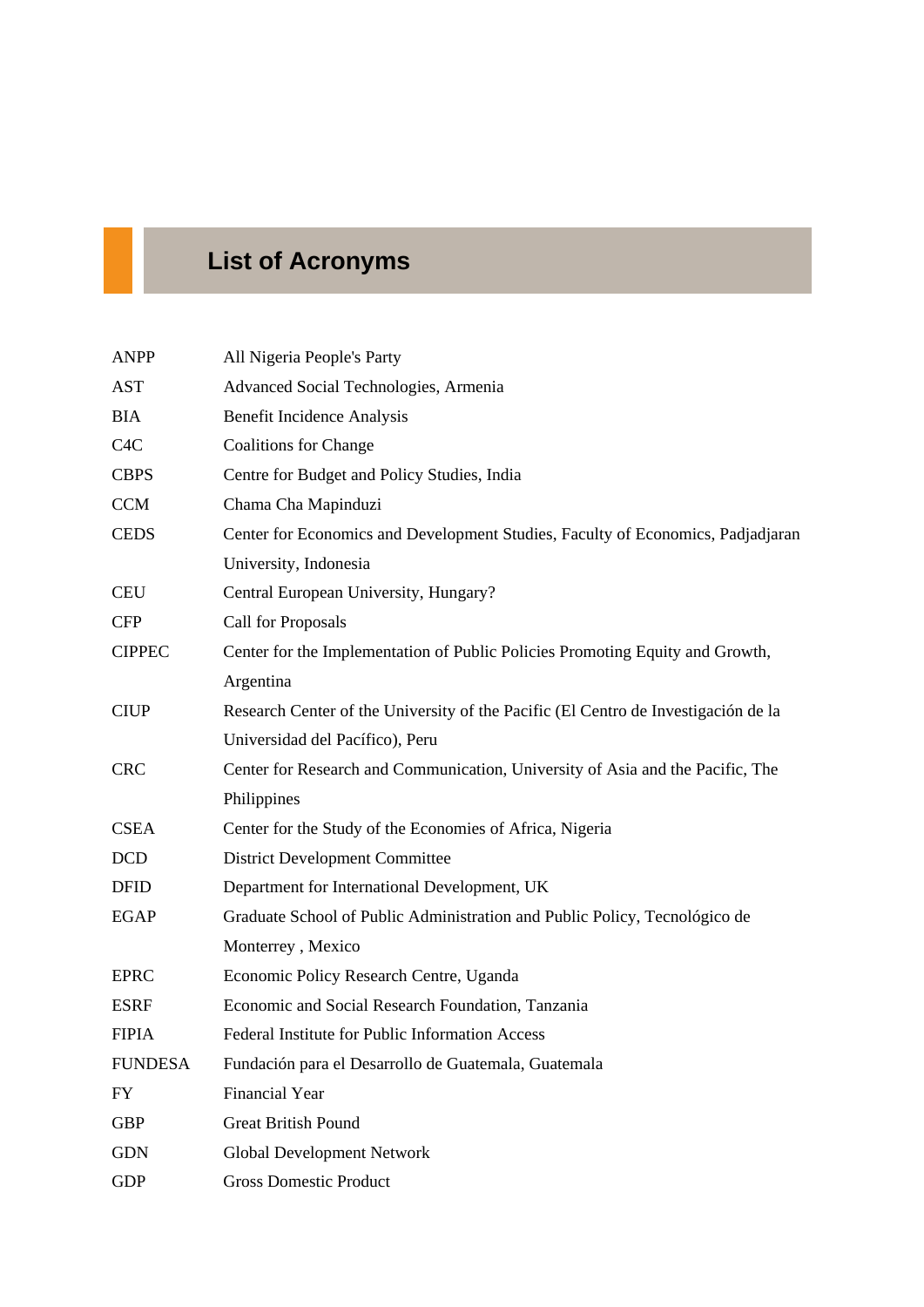# List of Acronyms

| | |
|---|---|
| ANPP | All Nigeria People's Party |
| AST | Advanced Social Technologies, Armenia |
| BIA | Benefit Incidence Analysis |
| C4C | Coalitions for Change |
| CBPS | Centre for Budget and Policy Studies, India |
| CCM | Chama Cha Mapinduzi |
| CEDS | Center for Economics and Development Studies, Faculty of Economics, Padjadjaran University, Indonesia |
| CEU | Central European University, Hungary? |
| CFP | Call for Proposals |
| CIPPEC | Center for the Implementation of Public Policies Promoting Equity and Growth, Argentina |
| CIUP | Research Center of the University of the Pacific (El Centro de Investigación de la Universidad del Pacífico), Peru |
| CRC | Center for Research and Communication, University of Asia and the Pacific, The Philippines |
| CSEA | Center for the Study of the Economies of Africa, Nigeria |
| DCD | District Development Committee |
| DFID | Department for International Development, UK |
| EGAP | Graduate School of Public Administration and Public Policy, Tecnológico de Monterrey , Mexico |
| EPRC | Economic Policy Research Centre, Uganda |
| ESRF | Economic and Social Research Foundation, Tanzania |
| FIPIA | Federal Institute for Public Information Access |
| FUNDESA | Fundación para el Desarrollo de Guatemala, Guatemala |
| FY | Financial Year |
| GBP | Great British Pound |
| GDN | Global Development Network |
| GDP | Gross Domestic Product |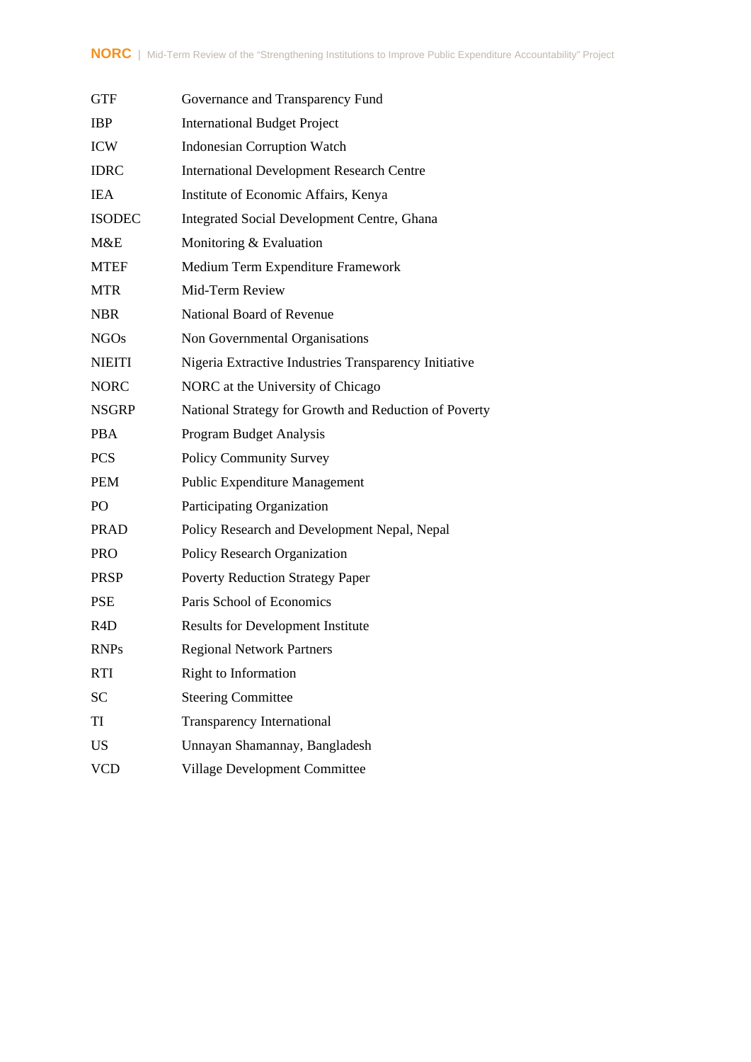| | |
|---|---|
| GTF | Governance and Transparency Fund |
| IBP | International Budget Project |
| ICW | Indonesian Corruption Watch |
| IDRC | International Development Research Centre |
| IEA | Institute of Economic Affairs, Kenya |
| ISODEC | Integrated Social Development Centre, Ghana |
| M&E | Monitoring & Evaluation |
| MTEF | Medium Term Expenditure Framework |
| MTR | Mid-Term Review |
| NBR | National Board of Revenue |
| NGOs | Non Governmental Organisations |
| NIEITI | Nigeria Extractive Industries Transparency Initiative |
| NORC | NORC at the University of Chicago |
| NSGRP | National Strategy for Growth and Reduction of Poverty |
| PBA | Program Budget Analysis |
| PCS | Policy Community Survey |
| PEM | Public Expenditure Management |
| PO | Participating Organization |
| PRAD | Policy Research and Development Nepal, Nepal |
| PRO | Policy Research Organization |
| PRSP | Poverty Reduction Strategy Paper |
| PSE | Paris School of Economics |
| R4D | Results for Development Institute |
| RNPs | Regional Network Partners |
| RTI | Right to Information |
| SC | Steering Committee |
| TI | Transparency International |
| US | Unnayan Shamannay, Bangladesh |
| VCD | Village Development Committee |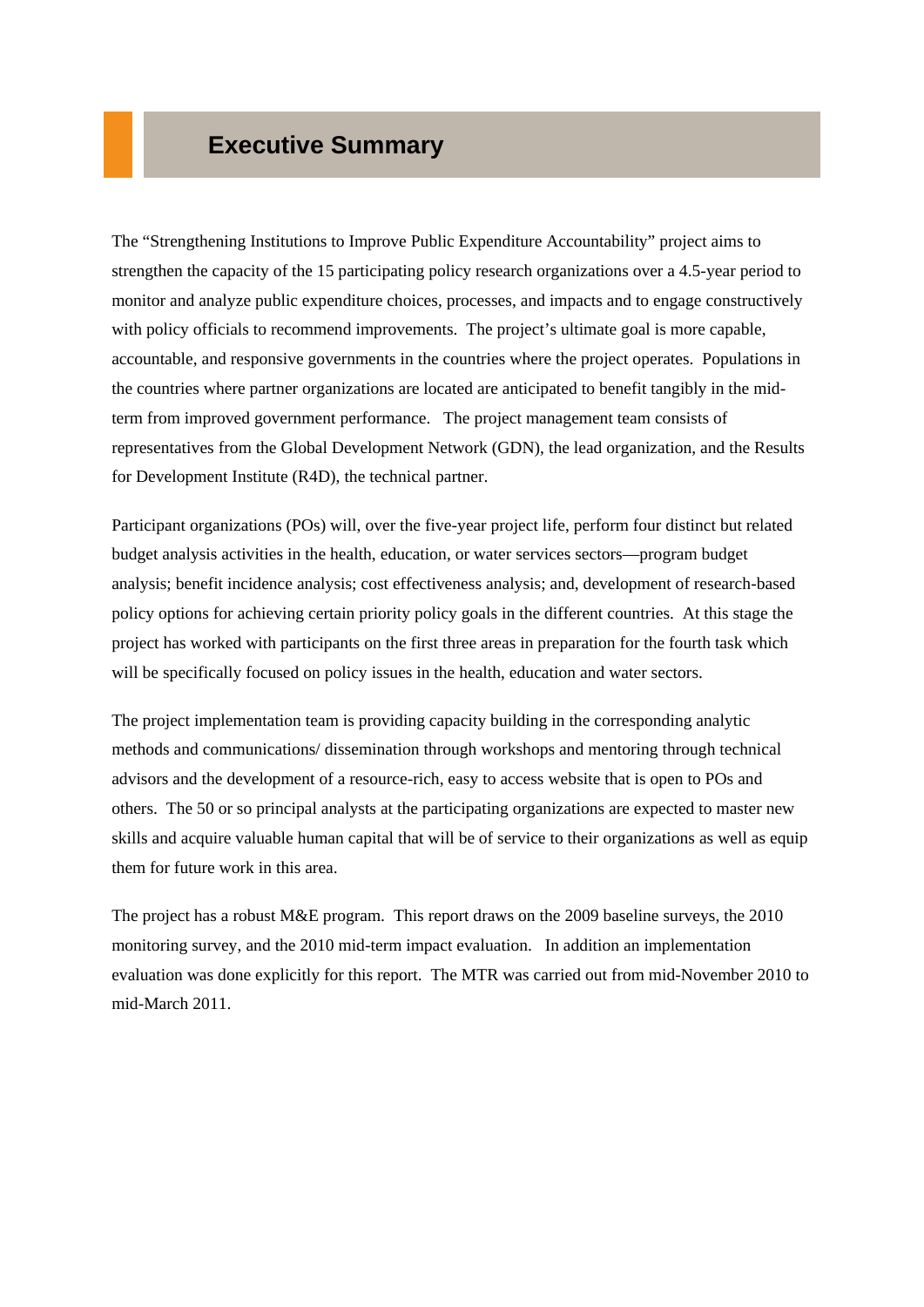# Executive Summary

The "Strengthening Institutions to Improve Public Expenditure Accountability" project aims to strengthen the capacity of the 15 participating policy research organizations over a 4.5-year period to monitor and analyze public expenditure choices, processes, and impacts and to engage constructively with policy officials to recommend improvements. The project's ultimate goal is more capable, accountable, and responsive governments in the countries where the project operates. Populations in the countries where partner organizations are located are anticipated to benefit tangibly in the mid-term from improved government performance. The project management team consists of representatives from the Global Development Network (GDN), the lead organization, and the Results for Development Institute (R4D), the technical partner.

Participant organizations (POs) will, over the five-year project life, perform four distinct but related budget analysis activities in the health, education, or water services sectors—program budget analysis; benefit incidence analysis; cost effectiveness analysis; and, development of research-based policy options for achieving certain priority policy goals in the different countries. At this stage the project has worked with participants on the first three areas in preparation for the fourth task which will be specifically focused on policy issues in the health, education and water sectors.

The project implementation team is providing capacity building in the corresponding analytic methods and communications/ dissemination through workshops and mentoring through technical advisors and the development of a resource-rich, easy to access website that is open to POs and others. The 50 or so principal analysts at the participating organizations are expected to master new skills and acquire valuable human capital that will be of service to their organizations as well as equip them for future work in this area.

The project has a robust M&E program. This report draws on the 2009 baseline surveys, the 2010 monitoring survey, and the 2010 mid-term impact evaluation. In addition an implementation evaluation was done explicitly for this report. The MTR was carried out from mid-November 2010 to mid-March 2011.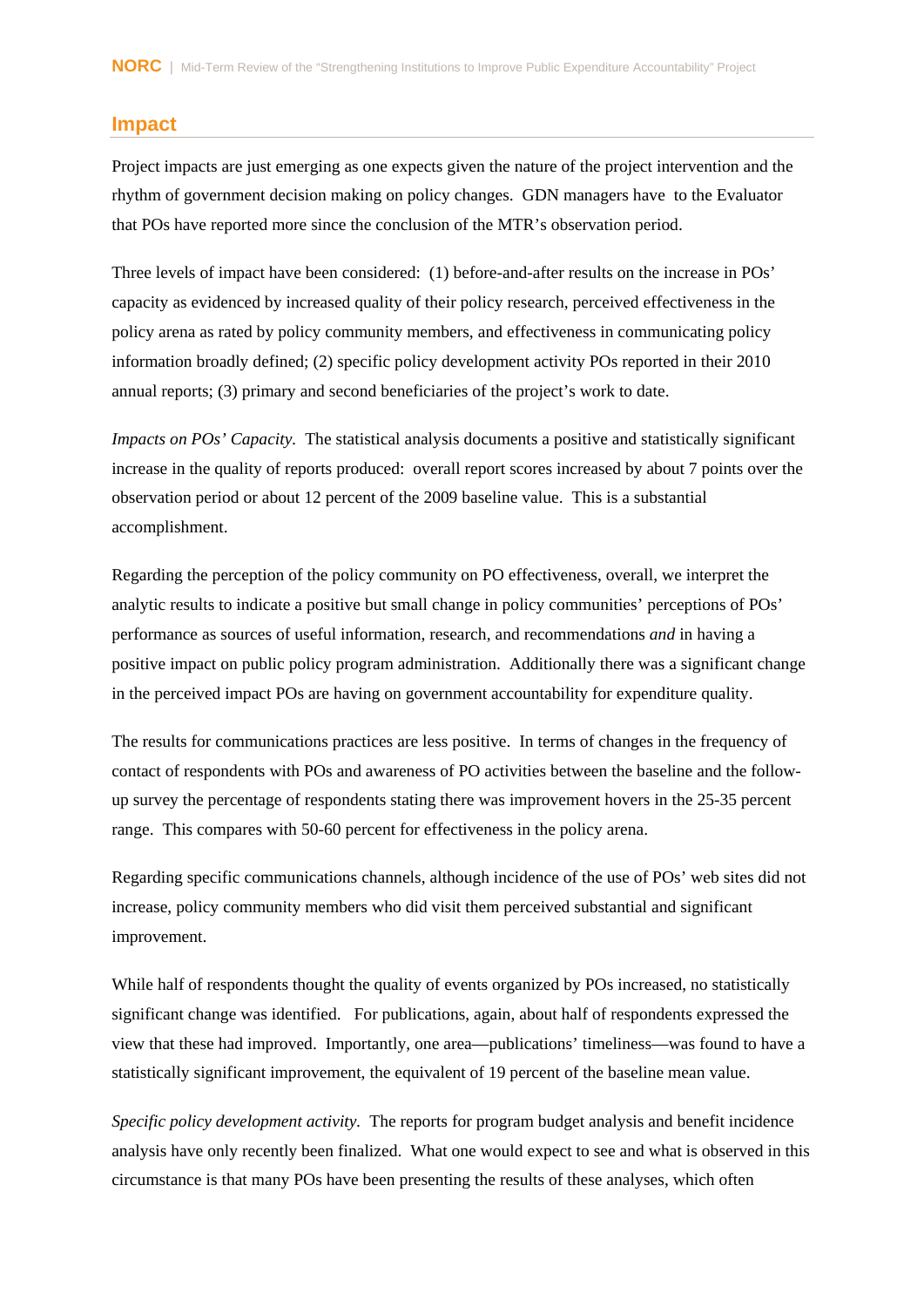## Impact

Project impacts are just emerging as one expects given the nature of the project intervention and the rhythm of government decision making on policy changes. GDN managers have to the Evaluator that POs have reported more since the conclusion of the MTR's observation period.

Three levels of impact have been considered: (1) before-and-after results on the increase in POs' capacity as evidenced by increased quality of their policy research, perceived effectiveness in the policy arena as rated by policy community members, and effectiveness in communicating policy information broadly defined; (2) specific policy development activity POs reported in their 2010 annual reports; (3) primary and second beneficiaries of the project's work to date.

*Impacts on POs' Capacity.* The statistical analysis documents a positive and statistically significant increase in the quality of reports produced: overall report scores increased by about 7 points over the observation period or about 12 percent of the 2009 baseline value. This is a substantial accomplishment.

Regarding the perception of the policy community on PO effectiveness, overall, we interpret the analytic results to indicate a positive but small change in policy communities' perceptions of POs' performance as sources of useful information, research, and recommendations *and* in having a positive impact on public policy program administration. Additionally there was a significant change in the perceived impact POs are having on government accountability for expenditure quality.

The results for communications practices are less positive. In terms of changes in the frequency of contact of respondents with POs and awareness of PO activities between the baseline and the follow-up survey the percentage of respondents stating there was improvement hovers in the 25-35 percent range. This compares with 50-60 percent for effectiveness in the policy arena.

Regarding specific communications channels, although incidence of the use of POs' web sites did not increase, policy community members who did visit them perceived substantial and significant improvement.

While half of respondents thought the quality of events organized by POs increased, no statistically significant change was identified. For publications, again, about half of respondents expressed the view that these had improved. Importantly, one area—publications' timeliness—was found to have a statistically significant improvement, the equivalent of 19 percent of the baseline mean value.

*Specific policy development activity.* The reports for program budget analysis and benefit incidence analysis have only recently been finalized. What one would expect to see and what is observed in this circumstance is that many POs have been presenting the results of these analyses, which often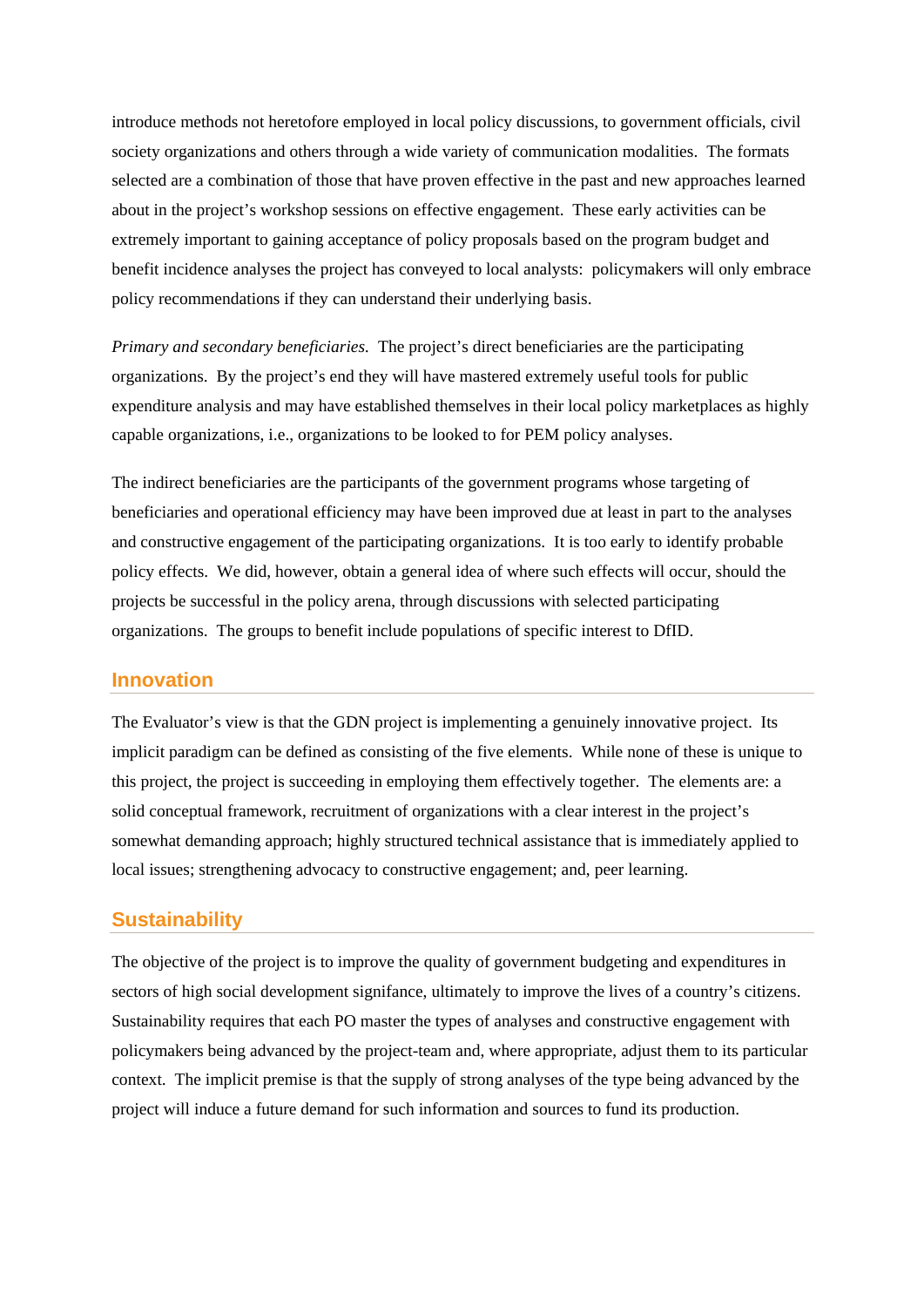introduce methods not heretofore employed in local policy discussions, to government officials, civil society organizations and others through a wide variety of communication modalities. The formats selected are a combination of those that have proven effective in the past and new approaches learned about in the project's workshop sessions on effective engagement. These early activities can be extremely important to gaining acceptance of policy proposals based on the program budget and benefit incidence analyses the project has conveyed to local analysts: policymakers will only embrace policy recommendations if they can understand their underlying basis.

*Primary and secondary beneficiaries.* The project's direct beneficiaries are the participating organizations. By the project's end they will have mastered extremely useful tools for public expenditure analysis and may have established themselves in their local policy marketplaces as highly capable organizations, i.e., organizations to be looked to for PEM policy analyses.

The indirect beneficiaries are the participants of the government programs whose targeting of beneficiaries and operational efficiency may have been improved due at least in part to the analyses and constructive engagement of the participating organizations. It is too early to identify probable policy effects. We did, however, obtain a general idea of where such effects will occur, should the projects be successful in the policy arena, through discussions with selected participating organizations. The groups to benefit include populations of specific interest to DfID.

## Innovation

The Evaluator's view is that the GDN project is implementing a genuinely innovative project. Its implicit paradigm can be defined as consisting of the five elements. While none of these is unique to this project, the project is succeeding in employing them effectively together. The elements are: a solid conceptual framework, recruitment of organizations with a clear interest in the project's somewhat demanding approach; highly structured technical assistance that is immediately applied to local issues; strengthening advocacy to constructive engagement; and, peer learning.

## Sustainability

The objective of the project is to improve the quality of government budgeting and expenditures in sectors of high social development signifance, ultimately to improve the lives of a country's citizens. Sustainability requires that each PO master the types of analyses and constructive engagement with policymakers being advanced by the project-team and, where appropriate, adjust them to its particular context. The implicit premise is that the supply of strong analyses of the type being advanced by the project will induce a future demand for such information and sources to fund its production.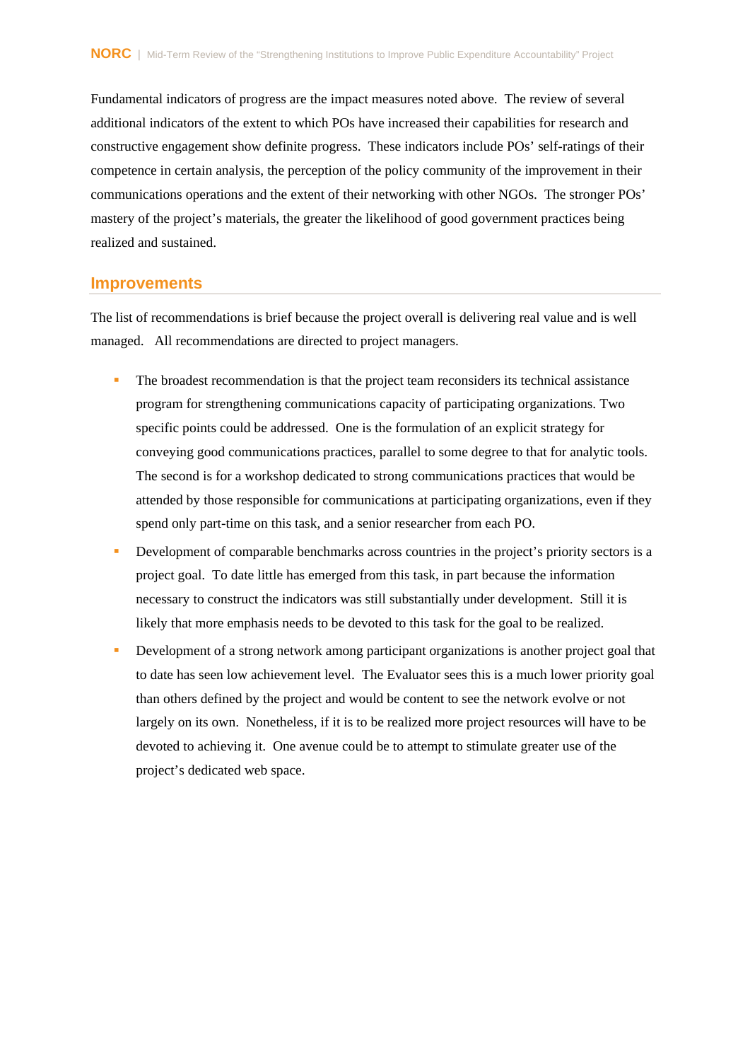Fundamental indicators of progress are the impact measures noted above. The review of several additional indicators of the extent to which POs have increased their capabilities for research and constructive engagement show definite progress. These indicators include POs' self-ratings of their competence in certain analysis, the perception of the policy community of the improvement in their communications operations and the extent of their networking with other NGOs. The stronger POs' mastery of the project's materials, the greater the likelihood of good government practices being realized and sustained.

## Improvements

The list of recommendations is brief because the project overall is delivering real value and is well managed. All recommendations are directed to project managers.

- The broadest recommendation is that the project team reconsiders its technical assistance program for strengthening communications capacity of participating organizations. Two specific points could be addressed. One is the formulation of an explicit strategy for conveying good communications practices, parallel to some degree to that for analytic tools. The second is for a workshop dedicated to strong communications practices that would be attended by those responsible for communications at participating organizations, even if they spend only part-time on this task, and a senior researcher from each PO.
- Development of comparable benchmarks across countries in the project's priority sectors is a project goal. To date little has emerged from this task, in part because the information necessary to construct the indicators was still substantially under development. Still it is likely that more emphasis needs to be devoted to this task for the goal to be realized.
- Development of a strong network among participant organizations is another project goal that to date has seen low achievement level. The Evaluator sees this is a much lower priority goal than others defined by the project and would be content to see the network evolve or not largely on its own. Nonetheless, if it is to be realized more project resources will have to be devoted to achieving it. One avenue could be to attempt to stimulate greater use of the project's dedicated web space.